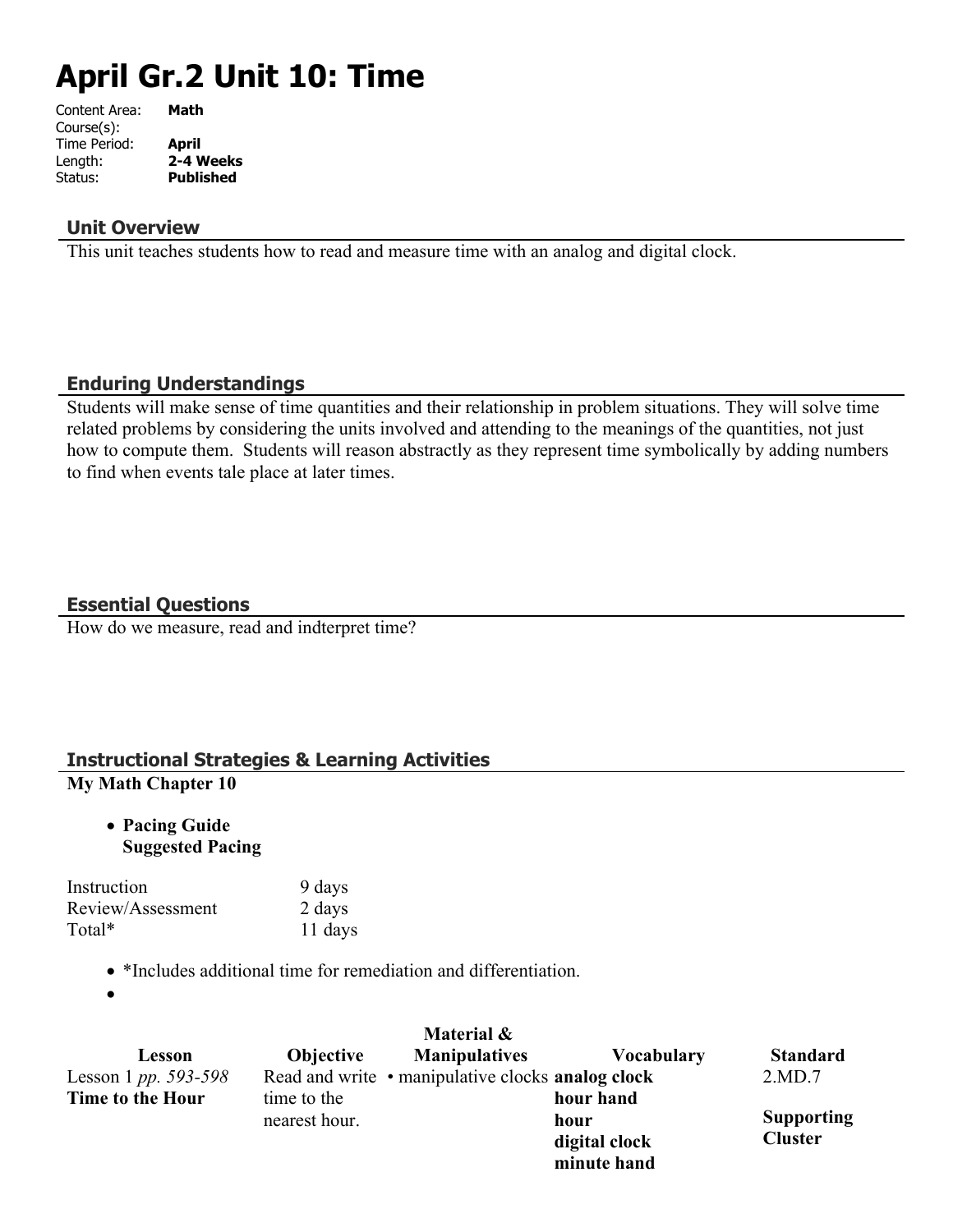# April Gr.2 Unit 10: Time

Content Area: **Math**
Course(s):
Time Period: **April**
Length: **2-4 Weeks**
Status: **Published**

## Unit Overview

This unit teaches students how to read and measure time with an analog and digital clock.

## Enduring Understandings

Students will make sense of time quantities and their relationship in problem situations. They will solve time related problems by considering the units involved and attending to the meanings of the quantities, not just how to compute them. Students will reason abstractly as they represent time symbolically by adding numbers to find when events tale place at later times.

## Essential Questions

How do we measure, read and indterpret time?

## Instructional Strategies & Learning Activities

**My Math Chapter 10**

- **Pacing Guide**
  **Suggested Pacing**

| | |
|---|---|
| Instruction | 9 days |
| Review/Assessment | 2 days |
| Total* | 11 days |

- *Includes additional time for remediation and differentiation.
-

| Lesson | Objective | Material & Manipulatives | Vocabulary | Standard |
|---|---|---|---|---|
| Lesson 1 *pp. 593-598* **Time to the Hour** | Read and write time to the nearest hour. | • manipulative clocks | **analog clock** **hour hand** **hour** **digital clock** **minute hand** | 2.MD.7 **Supporting Cluster** |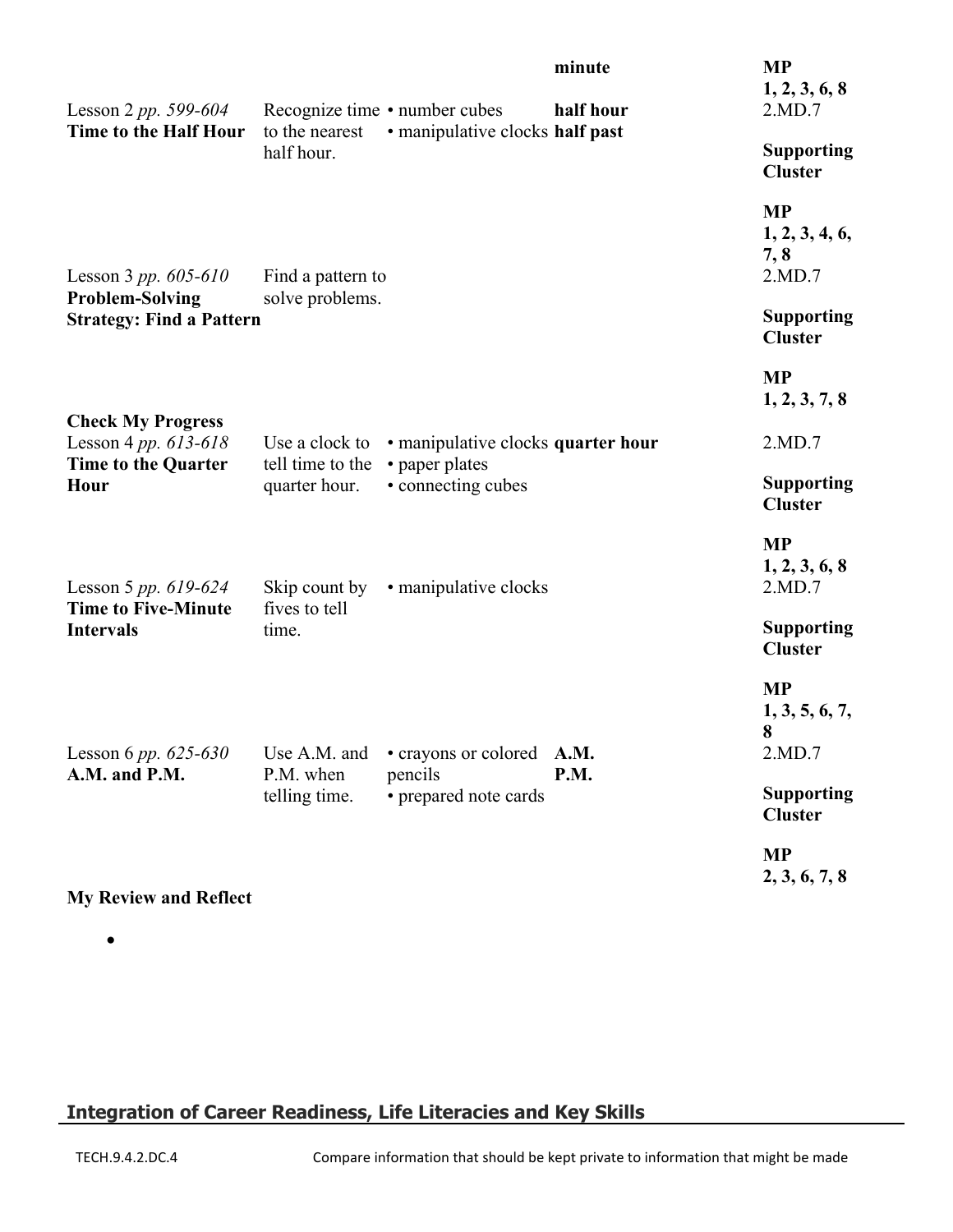| | | | | |
|---|---|---|---|---|
| | | | **minute** | **MP 1, 2, 3, 6, 8** |
| Lesson 2 *pp. 599-604* **Time to the Half Hour** | Recognize time to the nearest half hour. | • number cubes • manipulative clocks | **half hour** **half past** | 2.MD.7 **Supporting Cluster** **MP 1, 2, 3, 4, 6, 7, 8** |
| Lesson 3 *pp. 605-610* **Problem-Solving Strategy: Find a Pattern** | Find a pattern to solve problems. | | | 2.MD.7 **Supporting Cluster** **MP 1, 2, 3, 7, 8** |
| **Check My Progress** | | | | |
| Lesson 4 *pp. 613-618* **Time to the Quarter Hour** | Use a clock to tell time to the quarter hour. | • manipulative clocks • paper plates • connecting cubes | **quarter hour** | 2.MD.7 **Supporting Cluster** **MP 1, 2, 3, 6, 8** |
| Lesson 5 *pp. 619-624* **Time to Five-Minute Intervals** | Skip count by fives to tell time. | • manipulative clocks | | 2.MD.7 **Supporting Cluster** **MP 1, 3, 5, 6, 7, 8** |
| Lesson 6 *pp. 625-630* **A.M. and P.M.** | Use A.M. and P.M. when telling time. | • crayons or colored pencils • prepared note cards | **A.M.** **P.M.** | 2.MD.7 **Supporting Cluster** **MP 2, 3, 6, 7, 8** |
| **My Review and Reflect** | | | | |

- 

## Integration of Career Readiness, Life Literacies and Key Skills

| | |
|---|---|
| TECH.9.4.2.DC.4 | Compare information that should be kept private to information that might be made |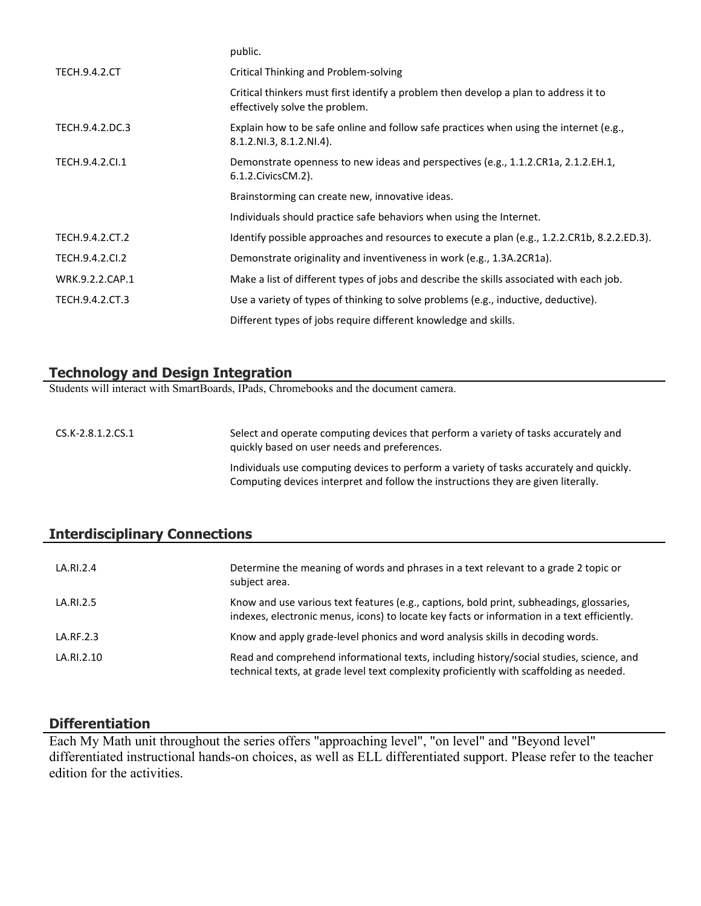| | |
|---|---|
| | public. |
| TECH.9.4.2.CT | Critical Thinking and Problem-solving |
| | Critical thinkers must first identify a problem then develop a plan to address it to effectively solve the problem. |
| TECH.9.4.2.DC.3 | Explain how to be safe online and follow safe practices when using the internet (e.g., 8.1.2.NI.3, 8.1.2.NI.4). |
| TECH.9.4.2.CI.1 | Demonstrate openness to new ideas and perspectives (e.g., 1.1.2.CR1a, 2.1.2.EH.1, 6.1.2.CivicsCM.2). |
| | Brainstorming can create new, innovative ideas. |
| | Individuals should practice safe behaviors when using the Internet. |
| TECH.9.4.2.CT.2 | Identify possible approaches and resources to execute a plan (e.g., 1.2.2.CR1b, 8.2.2.ED.3). |
| TECH.9.4.2.CI.2 | Demonstrate originality and inventiveness in work (e.g., 1.3A.2CR1a). |
| WRK.9.2.2.CAP.1 | Make a list of different types of jobs and describe the skills associated with each job. |
| TECH.9.4.2.CT.3 | Use a variety of types of thinking to solve problems (e.g., inductive, deductive). |
| | Different types of jobs require different knowledge and skills. |

## Technology and Design Integration

Students will interact with SmartBoards, IPads, Chromebooks and the document camera.

| | |
|---|---|
| CS.K-2.8.1.2.CS.1 | Select and operate computing devices that perform a variety of tasks accurately and quickly based on user needs and preferences. |
| | Individuals use computing devices to perform a variety of tasks accurately and quickly. Computing devices interpret and follow the instructions they are given literally. |

## Interdisciplinary Connections

| | |
|---|---|
| LA.RI.2.4 | Determine the meaning of words and phrases in a text relevant to a grade 2 topic or subject area. |
| LA.RI.2.5 | Know and use various text features (e.g., captions, bold print, subheadings, glossaries, indexes, electronic menus, icons) to locate key facts or information in a text efficiently. |
| LA.RF.2.3 | Know and apply grade-level phonics and word analysis skills in decoding words. |
| LA.RI.2.10 | Read and comprehend informational texts, including history/social studies, science, and technical texts, at grade level text complexity proficiently with scaffolding as needed. |

## Differentiation

Each My Math unit throughout the series offers "approaching level", "on level" and "Beyond level" differentiated instructional hands-on choices, as well as ELL differentiated support. Please refer to the teacher edition for the activities.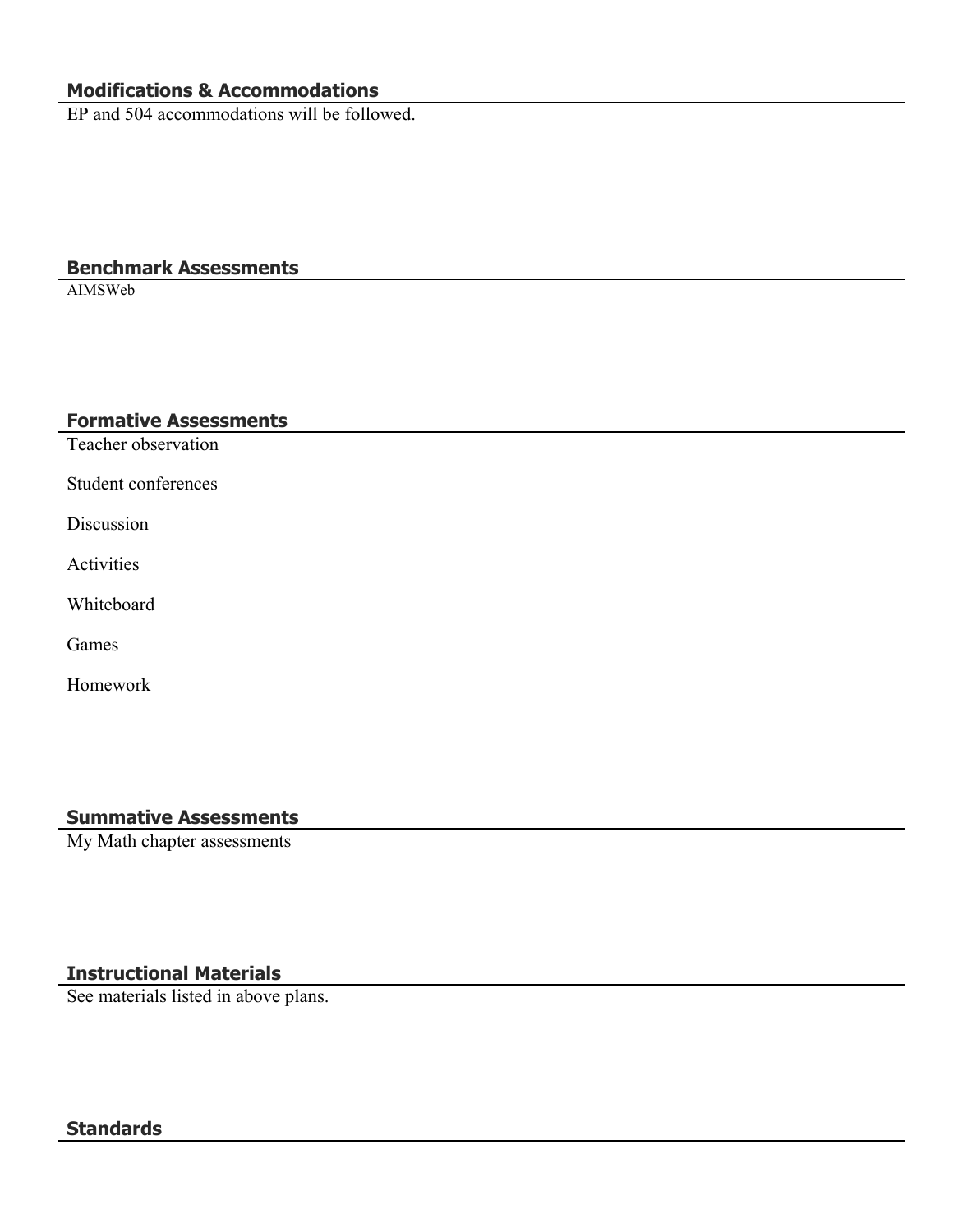## Modifications & Accommodations

EP and 504 accommodations will be followed.

## Benchmark Assessments

AIMSWeb

## Formative Assessments

Teacher observation

Student conferences

Discussion

Activities

Whiteboard

Games

Homework

## Summative Assessments

My Math chapter assessments

## Instructional Materials

See materials listed in above plans.

## Standards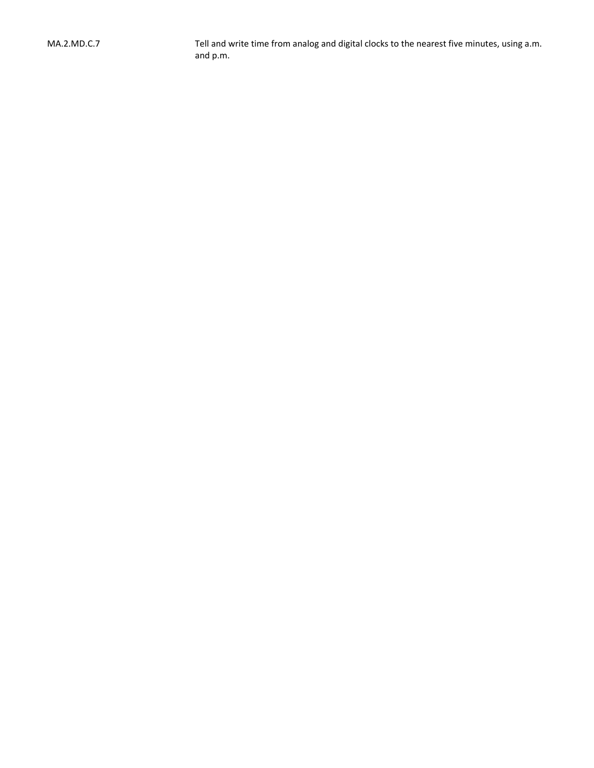| | |
|---|---|
| MA.2.MD.C.7 | Tell and write time from analog and digital clocks to the nearest five minutes, using a.m. and p.m. |